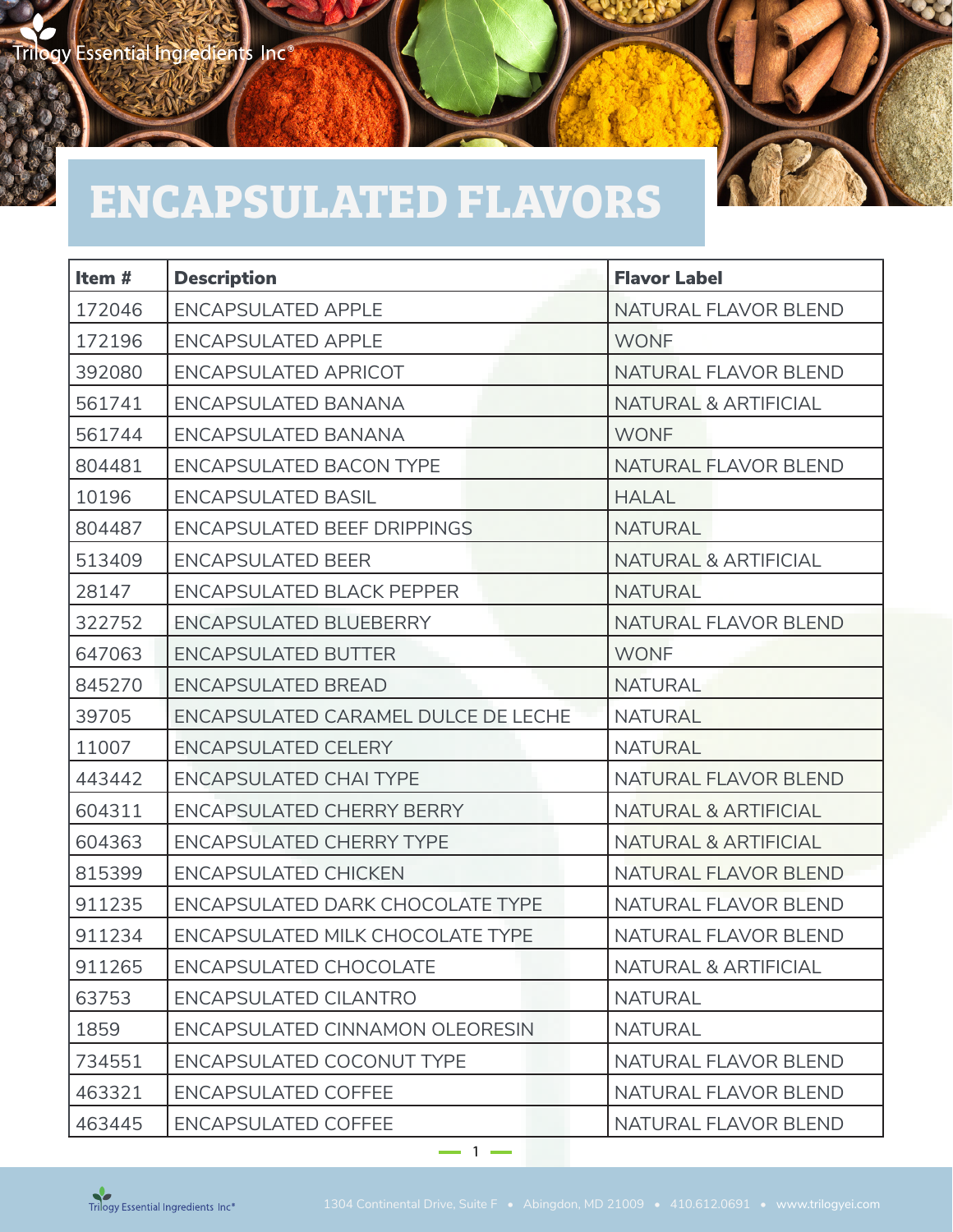# ENCAPSULATED FLAVORS

| Item # | Description | Flavor Label |
|---|---|---|
| 172046 | ENCAPSULATED APPLE | NATURAL FLAVOR BLEND |
| 172196 | ENCAPSULATED APPLE | WONF |
| 392080 | ENCAPSULATED APRICOT | NATURAL FLAVOR BLEND |
| 561741 | ENCAPSULATED BANANA | NATURAL & ARTIFICIAL |
| 561744 | ENCAPSULATED BANANA | WONF |
| 804481 | ENCAPSULATED BACON TYPE | NATURAL FLAVOR BLEND |
| 10196 | ENCAPSULATED BASIL | HALAL |
| 804487 | ENCAPSULATED BEEF DRIPPINGS | NATURAL |
| 513409 | ENCAPSULATED BEER | NATURAL & ARTIFICIAL |
| 28147 | ENCAPSULATED BLACK PEPPER | NATURAL |
| 322752 | ENCAPSULATED BLUEBERRY | NATURAL FLAVOR BLEND |
| 647063 | ENCAPSULATED BUTTER | WONF |
| 845270 | ENCAPSULATED BREAD | NATURAL |
| 39705 | ENCAPSULATED CARAMEL DULCE DE LECHE | NATURAL |
| 11007 | ENCAPSULATED CELERY | NATURAL |
| 443442 | ENCAPSULATED CHAI TYPE | NATURAL FLAVOR BLEND |
| 604311 | ENCAPSULATED CHERRY BERRY | NATURAL & ARTIFICIAL |
| 604363 | ENCAPSULATED CHERRY TYPE | NATURAL & ARTIFICIAL |
| 815399 | ENCAPSULATED CHICKEN | NATURAL FLAVOR BLEND |
| 911235 | ENCAPSULATED DARK CHOCOLATE TYPE | NATURAL FLAVOR BLEND |
| 911234 | ENCAPSULATED MILK CHOCOLATE TYPE | NATURAL FLAVOR BLEND |
| 911265 | ENCAPSULATED CHOCOLATE | NATURAL & ARTIFICIAL |
| 63753 | ENCAPSULATED CILANTRO | NATURAL |
| 1859 | ENCAPSULATED CINNAMON OLEORESIN | NATURAL |
| 734551 | ENCAPSULATED COCONUT TYPE | NATURAL FLAVOR BLEND |
| 463321 | ENCAPSULATED COFFEE | NATURAL FLAVOR BLEND |
| 463445 | ENCAPSULATED COFFEE | NATURAL FLAVOR BLEND |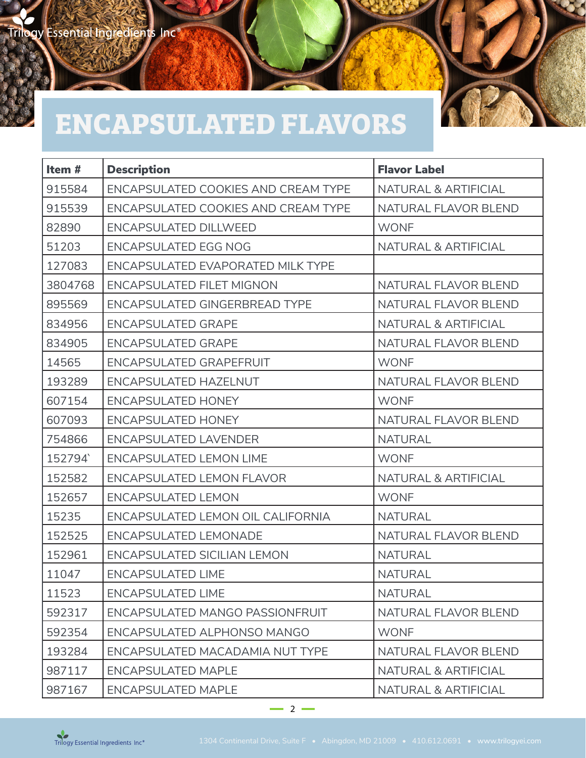# ENCAPSULATED FLAVORS

| Item # | Description | Flavor Label |
|---|---|---|
| 915584 | ENCAPSULATED COOKIES AND CREAM TYPE | NATURAL & ARTIFICIAL |
| 915539 | ENCAPSULATED COOKIES AND CREAM TYPE | NATURAL FLAVOR BLEND |
| 82890 | ENCAPSULATED DILLWEED | WONF |
| 51203 | ENCAPSULATED EGG NOG | NATURAL & ARTIFICIAL |
| 127083 | ENCAPSULATED EVAPORATED MILK TYPE | |
| 3804768 | ENCAPSULATED FILET MIGNON | NATURAL FLAVOR BLEND |
| 895569 | ENCAPSULATED GINGERBREAD TYPE | NATURAL FLAVOR BLEND |
| 834956 | ENCAPSULATED GRAPE | NATURAL & ARTIFICIAL |
| 834905 | ENCAPSULATED GRAPE | NATURAL FLAVOR BLEND |
| 14565 | ENCAPSULATED GRAPEFRUIT | WONF |
| 193289 | ENCAPSULATED HAZELNUT | NATURAL FLAVOR BLEND |
| 607154 | ENCAPSULATED HONEY | WONF |
| 607093 | ENCAPSULATED HONEY | NATURAL FLAVOR BLEND |
| 754866 | ENCAPSULATED LAVENDER | NATURAL |
| 152794` | ENCAPSULATED LEMON LIME | WONF |
| 152582 | ENCAPSULATED LEMON FLAVOR | NATURAL & ARTIFICIAL |
| 152657 | ENCAPSULATED LEMON | WONF |
| 15235 | ENCAPSULATED LEMON OIL CALIFORNIA | NATURAL |
| 152525 | ENCAPSULATED LEMONADE | NATURAL FLAVOR BLEND |
| 152961 | ENCAPSULATED SICILIAN LEMON | NATURAL |
| 11047 | ENCAPSULATED LIME | NATURAL |
| 11523 | ENCAPSULATED LIME | NATURAL |
| 592317 | ENCAPSULATED MANGO PASSIONFRUIT | NATURAL FLAVOR BLEND |
| 592354 | ENCAPSULATED ALPHONSO MANGO | WONF |
| 193284 | ENCAPSULATED MACADAMIA NUT TYPE | NATURAL FLAVOR BLEND |
| 987117 | ENCAPSULATED MAPLE | NATURAL & ARTIFICIAL |
| 987167 | ENCAPSULATED MAPLE | NATURAL & ARTIFICIAL |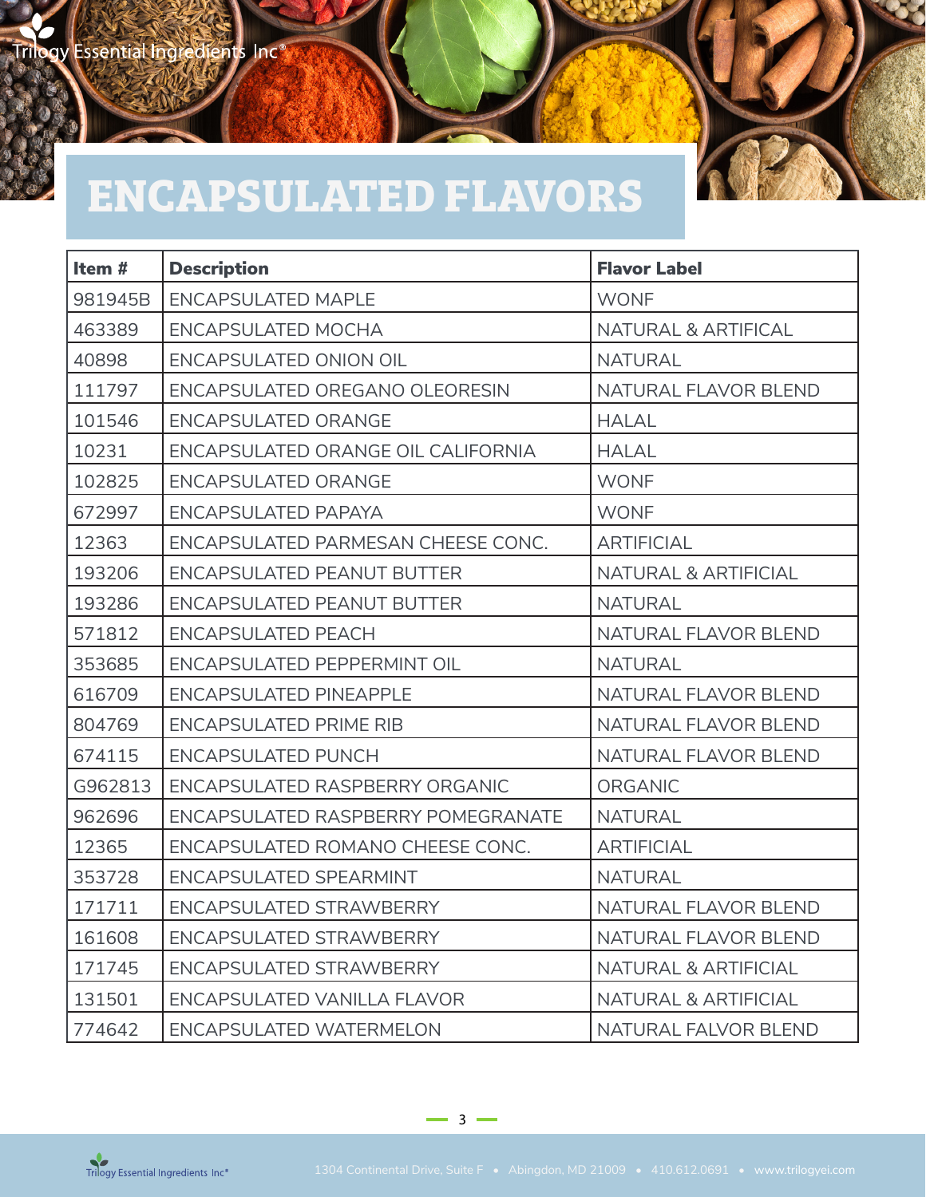# ENCAPSULATED FLAVORS

| Item # | Description | Flavor Label |
|---|---|---|
| 981945B | ENCAPSULATED MAPLE | WONF |
| 463389 | ENCAPSULATED MOCHA | NATURAL & ARTIFICAL |
| 40898 | ENCAPSULATED ONION OIL | NATURAL |
| 111797 | ENCAPSULATED OREGANO OLEORESIN | NATURAL FLAVOR BLEND |
| 101546 | ENCAPSULATED ORANGE | HALAL |
| 10231 | ENCAPSULATED ORANGE OIL CALIFORNIA | HALAL |
| 102825 | ENCAPSULATED ORANGE | WONF |
| 672997 | ENCAPSULATED PAPAYA | WONF |
| 12363 | ENCAPSULATED PARMESAN CHEESE CONC. | ARTIFICIAL |
| 193206 | ENCAPSULATED PEANUT BUTTER | NATURAL & ARTIFICIAL |
| 193286 | ENCAPSULATED PEANUT BUTTER | NATURAL |
| 571812 | ENCAPSULATED PEACH | NATURAL FLAVOR BLEND |
| 353685 | ENCAPSULATED PEPPERMINT OIL | NATURAL |
| 616709 | ENCAPSULATED PINEAPPLE | NATURAL FLAVOR BLEND |
| 804769 | ENCAPSULATED PRIME RIB | NATURAL FLAVOR BLEND |
| 674115 | ENCAPSULATED PUNCH | NATURAL FLAVOR BLEND |
| G962813 | ENCAPSULATED RASPBERRY ORGANIC | ORGANIC |
| 962696 | ENCAPSULATED RASPBERRY POMEGRANATE | NATURAL |
| 12365 | ENCAPSULATED ROMANO CHEESE CONC. | ARTIFICIAL |
| 353728 | ENCAPSULATED SPEARMINT | NATURAL |
| 171711 | ENCAPSULATED STRAWBERRY | NATURAL FLAVOR BLEND |
| 161608 | ENCAPSULATED STRAWBERRY | NATURAL FLAVOR BLEND |
| 171745 | ENCAPSULATED STRAWBERRY | NATURAL & ARTIFICIAL |
| 131501 | ENCAPSULATED VANILLA FLAVOR | NATURAL & ARTIFICIAL |
| 774642 | ENCAPSULATED WATERMELON | NATURAL FALVOR BLEND |